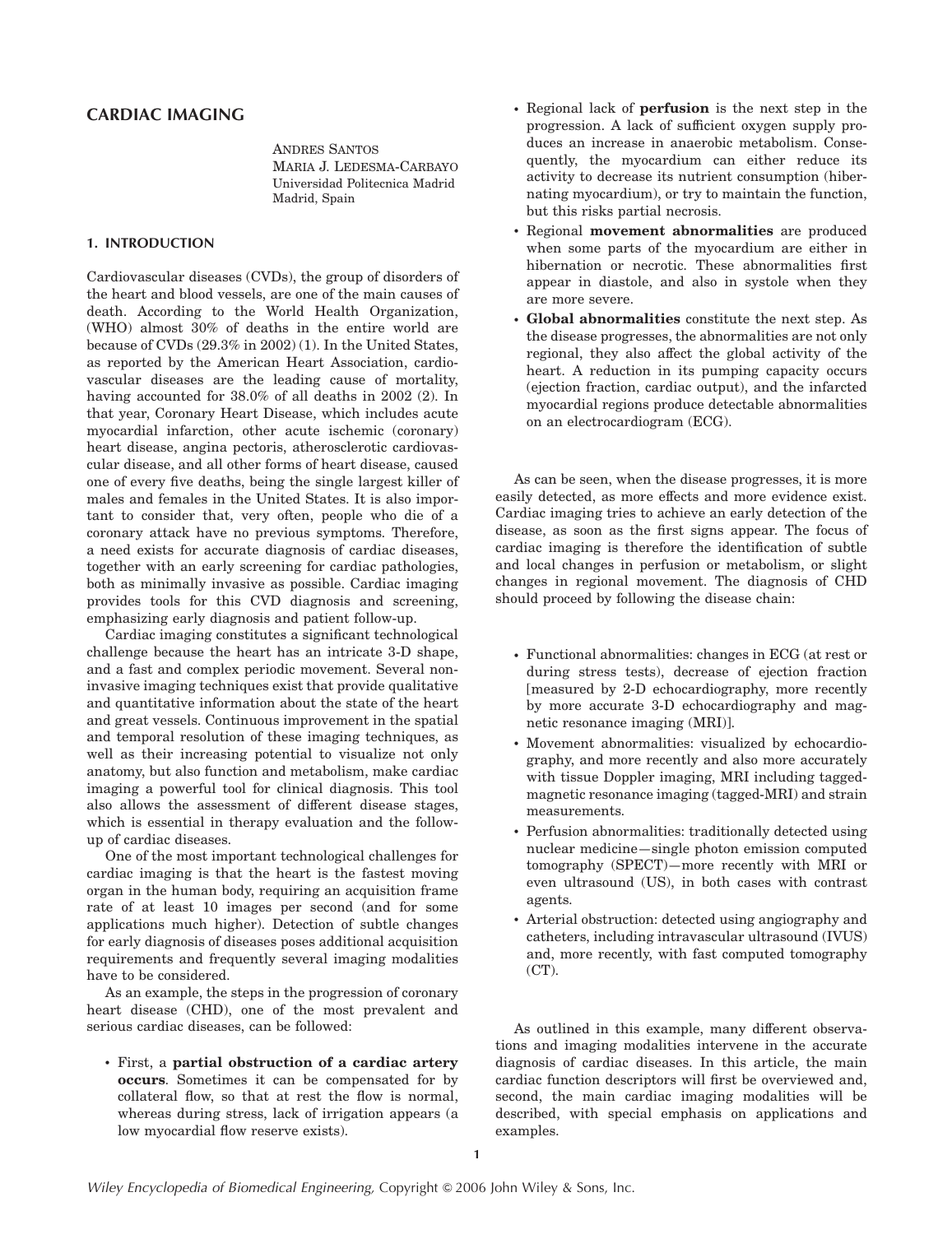# CARDIAC IMAGING

ANDRES SANTOS
MARIA J. LEDESMA-CARBAYO
Universidad Politecnica Madrid
Madrid, Spain

## 1. INTRODUCTION

Cardiovascular diseases (CVDs), the group of disorders of the heart and blood vessels, are one of the main causes of death. According to the World Health Organization, (WHO) almost 30% of deaths in the entire world are because of CVDs (29.3% in 2002) (1). In the United States, as reported by the American Heart Association, cardiovascular diseases are the leading cause of mortality, having accounted for 38.0% of all deaths in 2002 (2). In that year, Coronary Heart Disease, which includes acute myocardial infarction, other acute ischemic (coronary) heart disease, angina pectoris, atherosclerotic cardiovascular disease, and all other forms of heart disease, caused one of every five deaths, being the single largest killer of males and females in the United States. It is also important to consider that, very often, people who die of a coronary attack have no previous symptoms. Therefore, a need exists for accurate diagnosis of cardiac diseases, together with an early screening for cardiac pathologies, both as minimally invasive as possible. Cardiac imaging provides tools for this CVD diagnosis and screening, emphasizing early diagnosis and patient follow-up.

Cardiac imaging constitutes a significant technological challenge because the heart has an intricate 3-D shape, and a fast and complex periodic movement. Several noninvasive imaging techniques exist that provide qualitative and quantitative information about the state of the heart and great vessels. Continuous improvement in the spatial and temporal resolution of these imaging techniques, as well as their increasing potential to visualize not only anatomy, but also function and metabolism, make cardiac imaging a powerful tool for clinical diagnosis. This tool also allows the assessment of different disease stages, which is essential in therapy evaluation and the follow-up of cardiac diseases.

One of the most important technological challenges for cardiac imaging is that the heart is the fastest moving organ in the human body, requiring an acquisition frame rate of at least 10 images per second (and for some applications much higher). Detection of subtle changes for early diagnosis of diseases poses additional acquisition requirements and frequently several imaging modalities have to be considered.

As an example, the steps in the progression of coronary heart disease (CHD), one of the most prevalent and serious cardiac diseases, can be followed:

- First, a **partial obstruction of a cardiac artery occurs**. Sometimes it can be compensated for by collateral flow, so that at rest the flow is normal, whereas during stress, lack of irrigation appears (a low myocardial flow reserve exists).
- Regional lack of **perfusion** is the next step in the progression. A lack of sufficient oxygen supply produces an increase in anaerobic metabolism. Consequently, the myocardium can either reduce its activity to decrease its nutrient consumption (hibernating myocardium), or try to maintain the function, but this risks partial necrosis.
- Regional **movement abnormalities** are produced when some parts of the myocardium are either in hibernation or necrotic. These abnormalities first appear in diastole, and also in systole when they are more severe.
- **Global abnormalities** constitute the next step. As the disease progresses, the abnormalities are not only regional, they also affect the global activity of the heart. A reduction in its pumping capacity occurs (ejection fraction, cardiac output), and the infarcted myocardial regions produce detectable abnormalities on an electrocardiogram (ECG).

As can be seen, when the disease progresses, it is more easily detected, as more effects and more evidence exist. Cardiac imaging tries to achieve an early detection of the disease, as soon as the first signs appear. The focus of cardiac imaging is therefore the identification of subtle and local changes in perfusion or metabolism, or slight changes in regional movement. The diagnosis of CHD should proceed by following the disease chain:

- Functional abnormalities: changes in ECG (at rest or during stress tests), decrease of ejection fraction [measured by 2-D echocardiography, more recently by more accurate 3-D echocardiography and magnetic resonance imaging (MRI)].
- Movement abnormalities: visualized by echocardiography, and more recently and also more accurately with tissue Doppler imaging, MRI including tagged-magnetic resonance imaging (tagged-MRI) and strain measurements.
- Perfusion abnormalities: traditionally detected using nuclear medicine—single photon emission computed tomography (SPECT)—more recently with MRI or even ultrasound (US), in both cases with contrast agents.
- Arterial obstruction: detected using angiography and catheters, including intravascular ultrasound (IVUS) and, more recently, with fast computed tomography (CT).

As outlined in this example, many different observations and imaging modalities intervene in the accurate diagnosis of cardiac diseases. In this article, the main cardiac function descriptors will first be overviewed and, second, the main cardiac imaging modalities will be described, with special emphasis on applications and examples.

*Wiley Encyclopedia of Biomedical Engineering,* Copyright © 2006 John Wiley & Sons, Inc.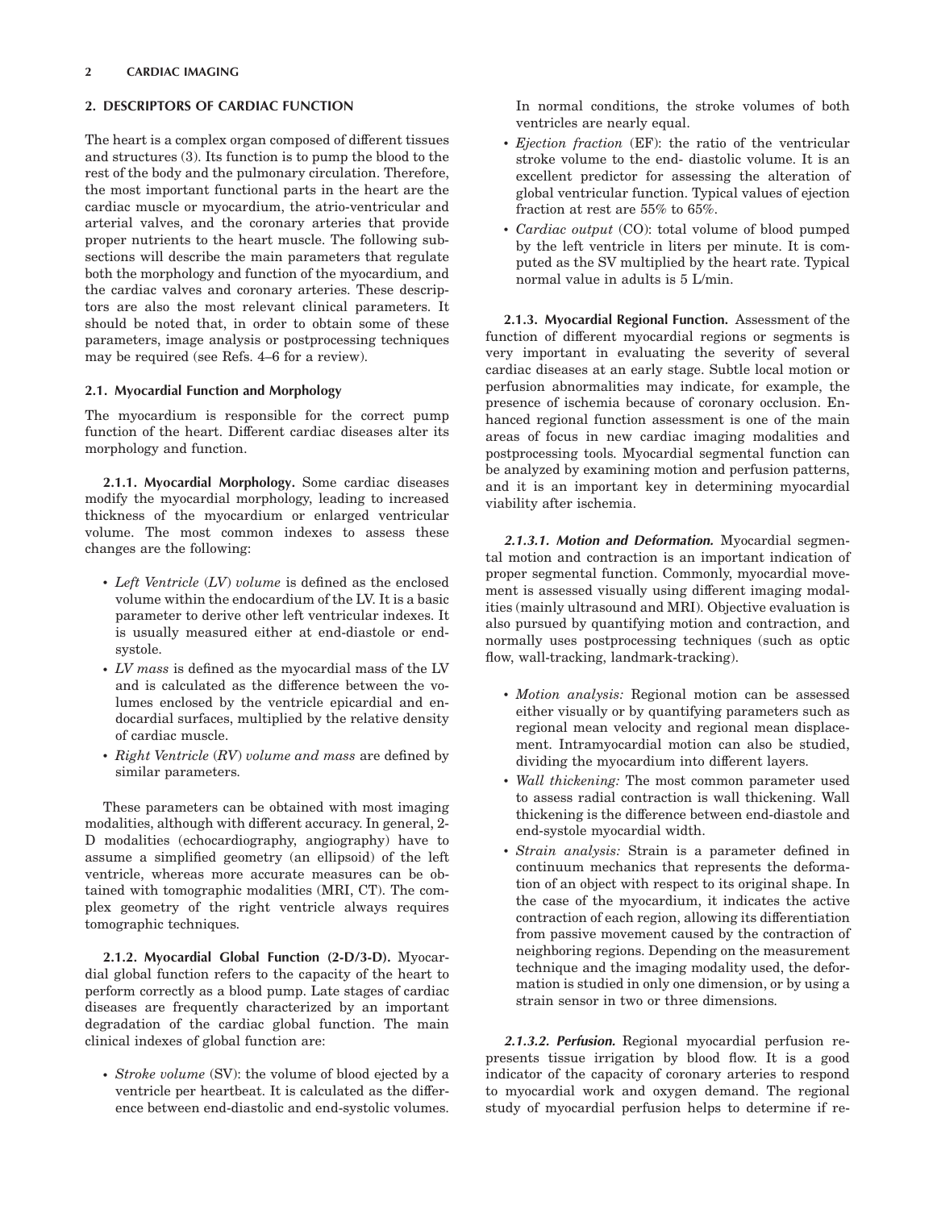## 2. DESCRIPTORS OF CARDIAC FUNCTION

The heart is a complex organ composed of different tissues and structures (3). Its function is to pump the blood to the rest of the body and the pulmonary circulation. Therefore, the most important functional parts in the heart are the cardiac muscle or myocardium, the atrio-ventricular and arterial valves, and the coronary arteries that provide proper nutrients to the heart muscle. The following subsections will describe the main parameters that regulate both the morphology and function of the myocardium, and the cardiac valves and coronary arteries. These descriptors are also the most relevant clinical parameters. It should be noted that, in order to obtain some of these parameters, image analysis or postprocessing techniques may be required (see Refs. 4–6 for a review).

### 2.1. Myocardial Function and Morphology

The myocardium is responsible for the correct pump function of the heart. Different cardiac diseases alter its morphology and function.

**2.1.1. Myocardial Morphology.** Some cardiac diseases modify the myocardial morphology, leading to increased thickness of the myocardium or enlarged ventricular volume. The most common indexes to assess these changes are the following:

- *Left Ventricle* (*LV*) *volume* is defined as the enclosed volume within the endocardium of the LV. It is a basic parameter to derive other left ventricular indexes. It is usually measured either at end-diastole or end-systole.
- *LV mass* is defined as the myocardial mass of the LV and is calculated as the difference between the volumes enclosed by the ventricle epicardial and endocardial surfaces, multiplied by the relative density of cardiac muscle.
- *Right Ventricle* (*RV*) *volume and mass* are defined by similar parameters.

These parameters can be obtained with most imaging modalities, although with different accuracy. In general, 2-D modalities (echocardiography, angiography) have to assume a simplified geometry (an ellipsoid) of the left ventricle, whereas more accurate measures can be obtained with tomographic modalities (MRI, CT). The complex geometry of the right ventricle always requires tomographic techniques.

**2.1.2. Myocardial Global Function (2-D/3-D).** Myocardial global function refers to the capacity of the heart to perform correctly as a blood pump. Late stages of cardiac diseases are frequently characterized by an important degradation of the cardiac global function. The main clinical indexes of global function are:

- *Stroke volume* (SV): the volume of blood ejected by a ventricle per heartbeat. It is calculated as the difference between end-diastolic and end-systolic volumes. In normal conditions, the stroke volumes of both ventricles are nearly equal.
- *Ejection fraction* (EF): the ratio of the ventricular stroke volume to the end- diastolic volume. It is an excellent predictor for assessing the alteration of global ventricular function. Typical values of ejection fraction at rest are 55% to 65%.
- *Cardiac output* (CO): total volume of blood pumped by the left ventricle in liters per minute. It is computed as the SV multiplied by the heart rate. Typical normal value in adults is 5 L/min.

**2.1.3. Myocardial Regional Function.** Assessment of the function of different myocardial regions or segments is very important in evaluating the severity of several cardiac diseases at an early stage. Subtle local motion or perfusion abnormalities may indicate, for example, the presence of ischemia because of coronary occlusion. Enhanced regional function assessment is one of the main areas of focus in new cardiac imaging modalities and postprocessing tools. Myocardial segmental function can be analyzed by examining motion and perfusion patterns, and it is an important key in determining myocardial viability after ischemia.

***2.1.3.1. Motion and Deformation.*** Myocardial segmental motion and contraction is an important indication of proper segmental function. Commonly, myocardial movement is assessed visually using different imaging modalities (mainly ultrasound and MRI). Objective evaluation is also pursued by quantifying motion and contraction, and normally uses postprocessing techniques (such as optic flow, wall-tracking, landmark-tracking).

- *Motion analysis:* Regional motion can be assessed either visually or by quantifying parameters such as regional mean velocity and regional mean displacement. Intramyocardial motion can also be studied, dividing the myocardium into different layers.
- *Wall thickening:* The most common parameter used to assess radial contraction is wall thickening. Wall thickening is the difference between end-diastole and end-systole myocardial width.
- *Strain analysis:* Strain is a parameter defined in continuum mechanics that represents the deformation of an object with respect to its original shape. In the case of the myocardium, it indicates the active contraction of each region, allowing its differentiation from passive movement caused by the contraction of neighboring regions. Depending on the measurement technique and the imaging modality used, the deformation is studied in only one dimension, or by using a strain sensor in two or three dimensions.

***2.1.3.2. Perfusion.*** Regional myocardial perfusion represents tissue irrigation by blood flow. It is a good indicator of the capacity of coronary arteries to respond to myocardial work and oxygen demand. The regional study of myocardial perfusion helps to determine if re-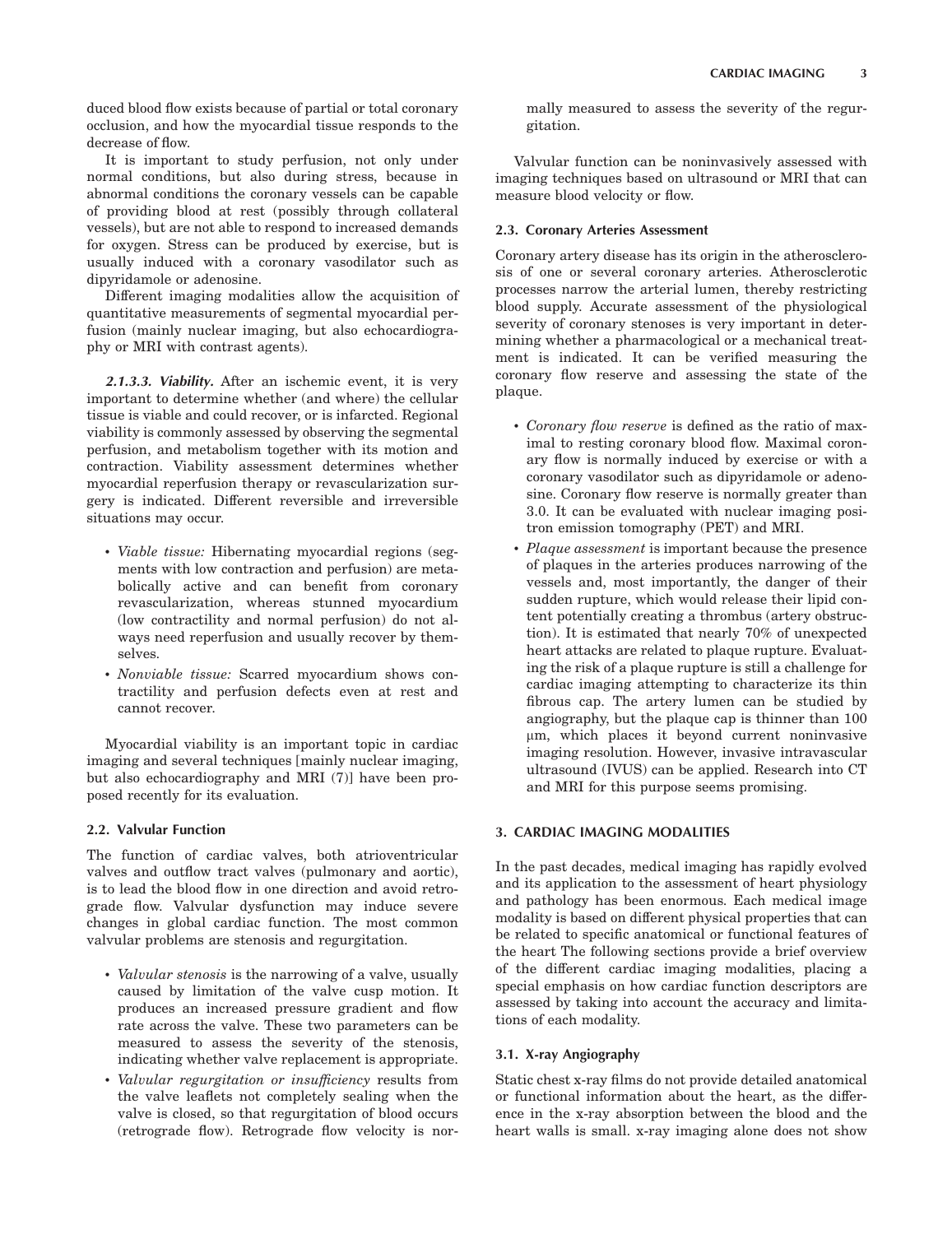duced blood flow exists because of partial or total coronary occlusion, and how the myocardial tissue responds to the decrease of flow.

It is important to study perfusion, not only under normal conditions, but also during stress, because in abnormal conditions the coronary vessels can be capable of providing blood at rest (possibly through collateral vessels), but are not able to respond to increased demands for oxygen. Stress can be produced by exercise, but is usually induced with a coronary vasodilator such as dipyridamole or adenosine.

Different imaging modalities allow the acquisition of quantitative measurements of segmental myocardial perfusion (mainly nuclear imaging, but also echocardiography or MRI with contrast agents).

***2.1.3.3. Viability.*** After an ischemic event, it is very important to determine whether (and where) the cellular tissue is viable and could recover, or is infarcted. Regional viability is commonly assessed by observing the segmental perfusion, and metabolism together with its motion and contraction. Viability assessment determines whether myocardial reperfusion therapy or revascularization surgery is indicated. Different reversible and irreversible situations may occur.

- *Viable tissue:* Hibernating myocardial regions (segments with low contraction and perfusion) are metabolically active and can benefit from coronary revascularization, whereas stunned myocardium (low contractility and normal perfusion) do not always need reperfusion and usually recover by themselves.
- *Nonviable tissue:* Scarred myocardium shows contractility and perfusion defects even at rest and cannot recover.

Myocardial viability is an important topic in cardiac imaging and several techniques [mainly nuclear imaging, but also echocardiography and MRI (7)] have been proposed recently for its evaluation.

### 2.2. Valvular Function

The function of cardiac valves, both atrioventricular valves and outflow tract valves (pulmonary and aortic), is to lead the blood flow in one direction and avoid retrograde flow. Valvular dysfunction may induce severe changes in global cardiac function. The most common valvular problems are stenosis and regurgitation.

- *Valvular stenosis* is the narrowing of a valve, usually caused by limitation of the valve cusp motion. It produces an increased pressure gradient and flow rate across the valve. These two parameters can be measured to assess the severity of the stenosis, indicating whether valve replacement is appropriate.
- *Valvular regurgitation or insufficiency* results from the valve leaflets not completely sealing when the valve is closed, so that regurgitation of blood occurs (retrograde flow). Retrograde flow velocity is normally measured to assess the severity of the regurgitation.

Valvular function can be noninvasively assessed with imaging techniques based on ultrasound or MRI that can measure blood velocity or flow.

### 2.3. Coronary Arteries Assessment

Coronary artery disease has its origin in the atherosclerosis of one or several coronary arteries. Atherosclerotic processes narrow the arterial lumen, thereby restricting blood supply. Accurate assessment of the physiological severity of coronary stenoses is very important in determining whether a pharmacological or a mechanical treatment is indicated. It can be verified measuring the coronary flow reserve and assessing the state of the plaque.

- *Coronary flow reserve* is defined as the ratio of maximal to resting coronary blood flow. Maximal coronary flow is normally induced by exercise or with a coronary vasodilator such as dipyridamole or adenosine. Coronary flow reserve is normally greater than 3.0. It can be evaluated with nuclear imaging positron emission tomography (PET) and MRI.
- *Plaque assessment* is important because the presence of plaques in the arteries produces narrowing of the vessels and, most importantly, the danger of their sudden rupture, which would release their lipid content potentially creating a thrombus (artery obstruction). It is estimated that nearly 70% of unexpected heart attacks are related to plaque rupture. Evaluating the risk of a plaque rupture is still a challenge for cardiac imaging attempting to characterize its thin fibrous cap. The artery lumen can be studied by angiography, but the plaque cap is thinner than 100 μm, which places it beyond current noninvasive imaging resolution. However, invasive intravascular ultrasound (IVUS) can be applied. Research into CT and MRI for this purpose seems promising.

## 3. CARDIAC IMAGING MODALITIES

In the past decades, medical imaging has rapidly evolved and its application to the assessment of heart physiology and pathology has been enormous. Each medical image modality is based on different physical properties that can be related to specific anatomical or functional features of the heart The following sections provide a brief overview of the different cardiac imaging modalities, placing a special emphasis on how cardiac function descriptors are assessed by taking into account the accuracy and limitations of each modality.

### 3.1. X-ray Angiography

Static chest x-ray films do not provide detailed anatomical or functional information about the heart, as the difference in the x-ray absorption between the blood and the heart walls is small. x-ray imaging alone does not show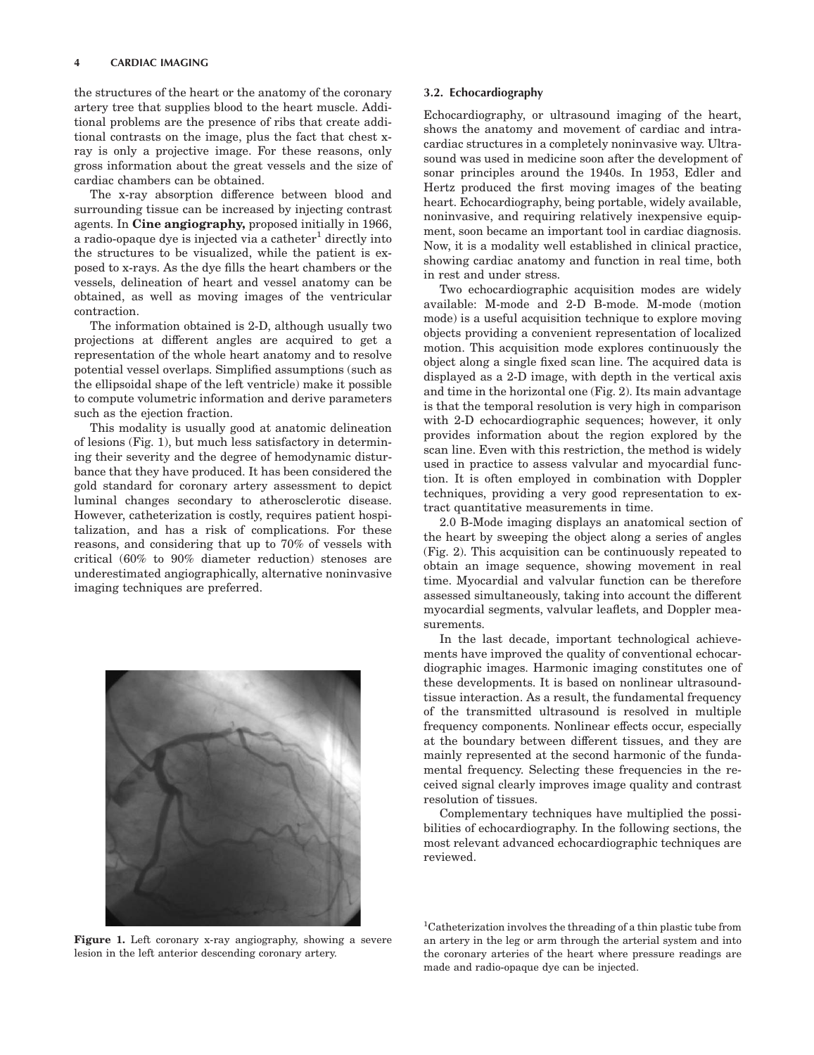the structures of the heart or the anatomy of the coronary artery tree that supplies blood to the heart muscle. Additional problems are the presence of ribs that create additional contrasts on the image, plus the fact that chest x-ray is only a projective image. For these reasons, only gross information about the great vessels and the size of cardiac chambers can be obtained.

The x-ray absorption difference between blood and surrounding tissue can be increased by injecting contrast agents. In **Cine angiography,** proposed initially in 1966, a radio-opaque dye is injected via a catheter[1] directly into the structures to be visualized, while the patient is exposed to x-rays. As the dye fills the heart chambers or the vessels, delineation of heart and vessel anatomy can be obtained, as well as moving images of the ventricular contraction.

The information obtained is 2-D, although usually two projections at different angles are acquired to get a representation of the whole heart anatomy and to resolve potential vessel overlaps. Simplified assumptions (such as the ellipsoidal shape of the left ventricle) make it possible to compute volumetric information and derive parameters such as the ejection fraction.

This modality is usually good at anatomic delineation of lesions (Fig. 1), but much less satisfactory in determining their severity and the degree of hemodynamic disturbance that they have produced. It has been considered the gold standard for coronary artery assessment to depict luminal changes secondary to atherosclerotic disease. However, catheterization is costly, requires patient hospitalization, and has a risk of complications. For these reasons, and considering that up to 70% of vessels with critical (60% to 90% diameter reduction) stenoses are underestimated angiographically, alternative noninvasive imaging techniques are preferred.

**Figure 1.** Left coronary x-ray angiography, showing a severe lesion in the left anterior descending coronary artery.

### 3.2. Echocardiography

Echocardiography, or ultrasound imaging of the heart, shows the anatomy and movement of cardiac and intracardiac structures in a completely noninvasive way. Ultrasound was used in medicine soon after the development of sonar principles around the 1940s. In 1953, Edler and Hertz produced the first moving images of the beating heart. Echocardiography, being portable, widely available, noninvasive, and requiring relatively inexpensive equipment, soon became an important tool in cardiac diagnosis. Now, it is a modality well established in clinical practice, showing cardiac anatomy and function in real time, both in rest and under stress.

Two echocardiographic acquisition modes are widely available: M-mode and 2-D B-mode. M-mode (motion mode) is a useful acquisition technique to explore moving objects providing a convenient representation of localized motion. This acquisition mode explores continuously the object along a single fixed scan line. The acquired data is displayed as a 2-D image, with depth in the vertical axis and time in the horizontal one (Fig. 2). Its main advantage is that the temporal resolution is very high in comparison with 2-D echocardiographic sequences; however, it only provides information about the region explored by the scan line. Even with this restriction, the method is widely used in practice to assess valvular and myocardial function. It is often employed in combination with Doppler techniques, providing a very good representation to extract quantitative measurements in time.

2.0 B-Mode imaging displays an anatomical section of the heart by sweeping the object along a series of angles (Fig. 2). This acquisition can be continuously repeated to obtain an image sequence, showing movement in real time. Myocardial and valvular function can be therefore assessed simultaneously, taking into account the different myocardial segments, valvular leaflets, and Doppler measurements.

In the last decade, important technological achievements have improved the quality of conventional echocardiographic images. Harmonic imaging constitutes one of these developments. It is based on nonlinear ultrasound-tissue interaction. As a result, the fundamental frequency of the transmitted ultrasound is resolved in multiple frequency components. Nonlinear effects occur, especially at the boundary between different tissues, and they are mainly represented at the second harmonic of the fundamental frequency. Selecting these frequencies in the received signal clearly improves image quality and contrast resolution of tissues.

Complementary techniques have multiplied the possibilities of echocardiography. In the following sections, the most relevant advanced echocardiographic techniques are reviewed.

[1] Catheterization involves the threading of a thin plastic tube from an artery in the leg or arm through the arterial system and into the coronary arteries of the heart where pressure readings are made and radio-opaque dye can be injected.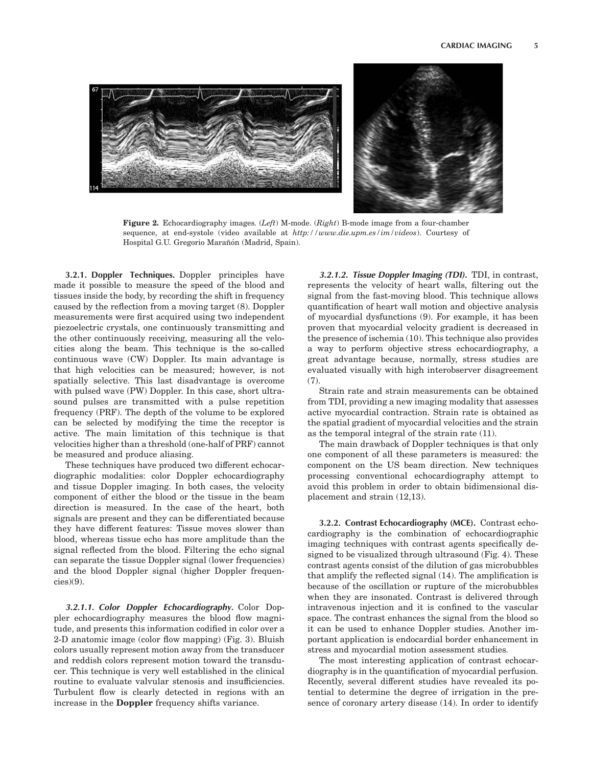Figure 2. Echocardiography images. (*Left*) M-mode. (*Right*) B-mode image from a four-chamber sequence, at end-systole (video available at *http://www.die.upm.es/im/videos*). Courtesy of Hospital G.U. Gregorio Marañón (Madrid, Spain).

**3.2.1. Doppler Techniques.** Doppler principles have made it possible to measure the speed of the blood and tissues inside the body, by recording the shift in frequency caused by the reflection from a moving target (8). Doppler measurements were first acquired using two independent piezoelectric crystals, one continuously transmitting and the other continuously receiving, measuring all the velocities along the beam. This technique is the so-called continuous wave (CW) Doppler. Its main advantage is that high velocities can be measured; however, is not spatially selective. This last disadvantage is overcome with pulsed wave (PW) Doppler. In this case, short ultrasound pulses are transmitted with a pulse repetition frequency (PRF). The depth of the volume to be explored can be selected by modifying the time the receptor is active. The main limitation of this technique is that velocities higher than a threshold (one-half of PRF) cannot be measured and produce aliasing.

These techniques have produced two different echocardiographic modalities: color Doppler echocardiography and tissue Doppler imaging. In both cases, the velocity component of either the blood or the tissue in the beam direction is measured. In the case of the heart, both signals are present and they can be differentiated because they have different features: Tissue moves slower than blood, whereas tissue echo has more amplitude than the signal reflected from the blood. Filtering the echo signal can separate the tissue Doppler signal (lower frequencies) and the blood Doppler signal (higher Doppler frequencies)(9).

***3.2.1.1. Color Doppler Echocardiography.*** Color Doppler echocardiography measures the blood flow magnitude, and presents this information codified in color over a 2-D anatomic image (color flow mapping) (Fig. 3). Bluish colors usually represent motion away from the transducer and reddish colors represent motion toward the transducer. This technique is very well established in the clinical routine to evaluate valvular stenosis and insufficiencies. Turbulent flow is clearly detected in regions with an increase in the **Doppler** frequency shifts variance.

***3.2.1.2. Tissue Doppler Imaging (TDI).*** TDI, in contrast, represents the velocity of heart walls, filtering out the signal from the fast-moving blood. This technique allows quantification of heart wall motion and objective analysis of myocardial dysfunctions (9). For example, it has been proven that myocardial velocity gradient is decreased in the presence of ischemia (10). This technique also provides a way to perform objective stress echocardiography, a great advantage because, normally, stress studies are evaluated visually with high interobserver disagreement (7).

Strain rate and strain measurements can be obtained from TDI, providing a new imaging modality that assesses active myocardial contraction. Strain rate is obtained as the spatial gradient of myocardial velocities and the strain as the temporal integral of the strain rate (11).

The main drawback of Doppler techniques is that only one component of all these parameters is measured: the component on the US beam direction. New techniques processing conventional echocardiography attempt to avoid this problem in order to obtain bidimensional displacement and strain (12,13).

**3.2.2. Contrast Echocardiography (MCE).** Contrast echocardiography is the combination of echocardiographic imaging techniques with contrast agents specifically designed to be visualized through ultrasound (Fig. 4). These contrast agents consist of the dilution of gas microbubbles that amplify the reflected signal (14). The amplification is because of the oscillation or rupture of the microbubbles when they are insonated. Contrast is delivered through intravenous injection and it is confined to the vascular space. The contrast enhances the signal from the blood so it can be used to enhance Doppler studies. Another important application is endocardial border enhancement in stress and myocardial motion assessment studies.

The most interesting application of contrast echocardiography is in the quantification of myocardial perfusion. Recently, several different studies have revealed its potential to determine the degree of irrigation in the presence of coronary artery disease (14). In order to identify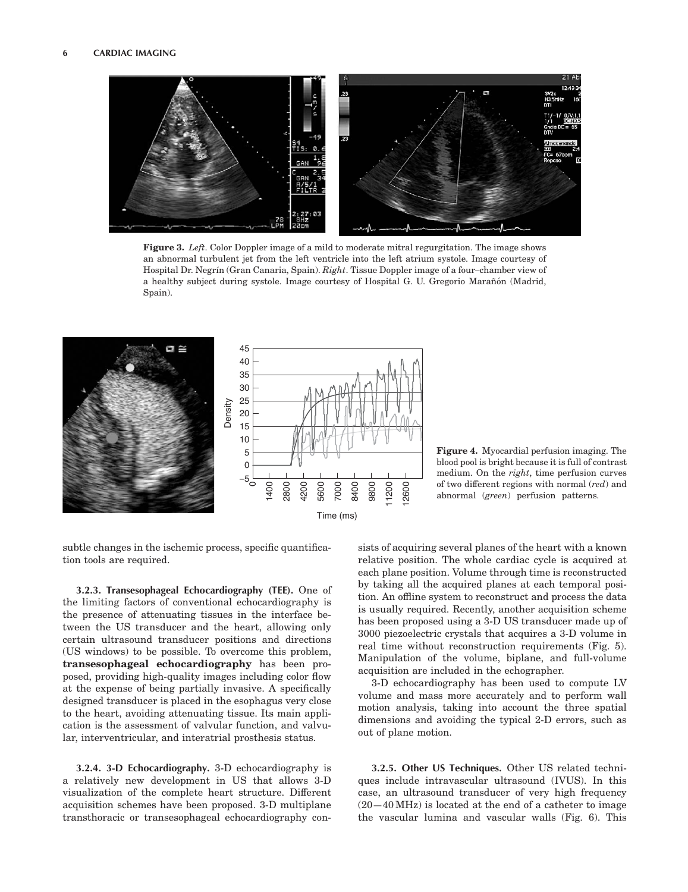**Figure 3.** *Left*. Color Doppler image of a mild to moderate mitral regurgitation. The image shows an abnormal turbulent jet from the left ventricle into the left atrium systole. Image courtesy of Hospital Dr. Negrín (Gran Canaria, Spain). *Right*. Tissue Doppler image of a four–chamber view of a healthy subject during systole. Image courtesy of Hospital G. U. Gregorio Marañón (Madrid, Spain).

**Figure 4.** Myocardial perfusion imaging. The blood pool is bright because it is full of contrast medium. On the *right*, time perfusion curves of two different regions with normal (*red*) and abnormal (*green*) perfusion patterns.

subtle changes in the ischemic process, specific quantification tools are required.

**3.2.3. Transesophageal Echocardiography (TEE).** One of the limiting factors of conventional echocardiography is the presence of attenuating tissues in the interface between the US transducer and the heart, allowing only certain ultrasound transducer positions and directions (US windows) to be possible. To overcome this problem, **transesophageal echocardiography** has been proposed, providing high-quality images including color flow at the expense of being partially invasive. A specifically designed transducer is placed in the esophagus very close to the heart, avoiding attenuating tissue. Its main application is the assessment of valvular function, and valvular, interventricular, and interatrial prosthesis status.

**3.2.4. 3-D Echocardiography.** 3-D echocardiography is a relatively new development in US that allows 3-D visualization of the complete heart structure. Different acquisition schemes have been proposed. 3-D multiplane transthoracic or transesophageal echocardiography consists of acquiring several planes of the heart with a known relative position. The whole cardiac cycle is acquired at each plane position. Volume through time is reconstructed by taking all the acquired planes at each temporal position. An offline system to reconstruct and process the data is usually required. Recently, another acquisition scheme has been proposed using a 3-D US transducer made up of 3000 piezoelectric crystals that acquires a 3-D volume in real time without reconstruction requirements (Fig. 5). Manipulation of the volume, biplane, and full-volume acquisition are included in the echographer.

3-D echocardiography has been used to compute LV volume and mass more accurately and to perform wall motion analysis, taking into account the three spatial dimensions and avoiding the typical 2-D errors, such as out of plane motion.

**3.2.5. Other US Techniques.** Other US related techniques include intravascular ultrasound (IVUS). In this case, an ultrasound transducer of very high frequency (20—40 MHz) is located at the end of a catheter to image the vascular lumina and vascular walls (Fig. 6). This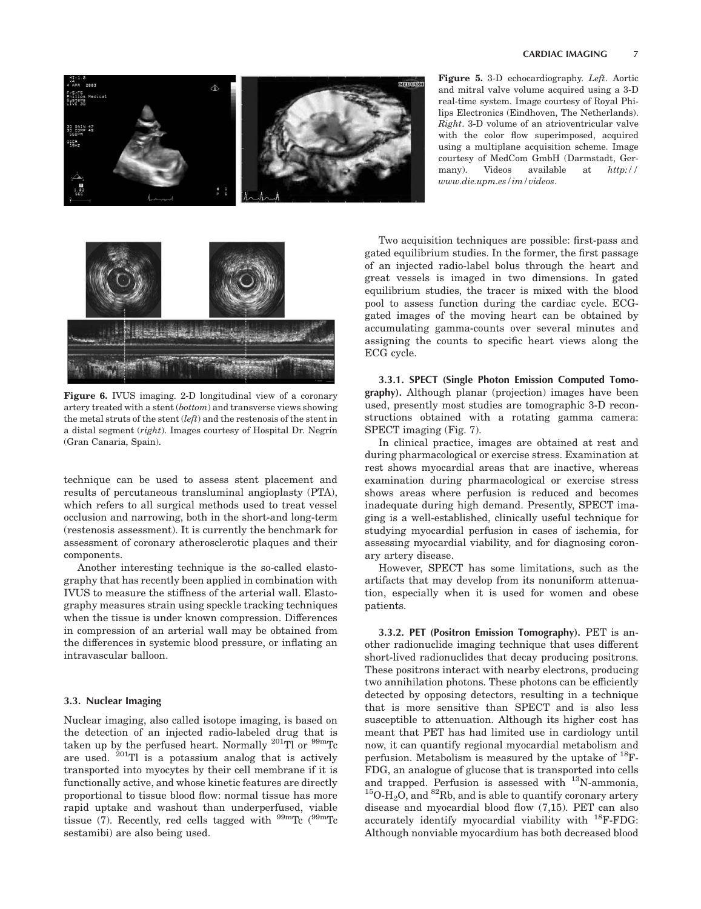**Figure 5.** 3-D echocardiography. *Left*. Aortic and mitral valve volume acquired using a 3-D real-time system. Image courtesy of Royal Philips Electronics (Eindhoven, The Netherlands). *Right*. 3-D volume of an atrioventricular valve with the color flow superimposed, acquired using a multiplane acquisition scheme. Image courtesy of MedCom GmbH (Darmstadt, Germany). Videos available at *http://www.die.upm.es/im/videos*.

**Figure 6.** IVUS imaging. 2-D longitudinal view of a coronary artery treated with a stent (*bottom*) and transverse views showing the metal struts of the stent (*left*) and the restenosis of the stent in a distal segment (*right*). Images courtesy of Hospital Dr. Negrín (Gran Canaria, Spain).

technique can be used to assess stent placement and results of percutaneous transluminal angioplasty (PTA), which refers to all surgical methods used to treat vessel occlusion and narrowing, both in the short-and long-term (restenosis assessment). It is currently the benchmark for assessment of coronary atherosclerotic plaques and their components.

Another interesting technique is the so-called elastography that has recently been applied in combination with IVUS to measure the stiffness of the arterial wall. Elastography measures strain using speckle tracking techniques when the tissue is under known compression. Differences in compression of an arterial wall may be obtained from the differences in systemic blood pressure, or inflating an intravascular balloon.

### 3.3. Nuclear Imaging

Nuclear imaging, also called isotope imaging, is based on the detection of an injected radio-labeled drug that is taken up by the perfused heart. Normally $^{201}$Tl or $^{99m}$Tc are used. $^{201}$Tl is a potassium analog that is actively transported into myocytes by their cell membrane if it is functionally active, and whose kinetic features are directly proportional to tissue blood flow: normal tissue has more rapid uptake and washout than underperfused, viable tissue (7). Recently, red cells tagged with $^{99m}$Tc ($^{99m}$Tc sestamibi) are also being used.

Two acquisition techniques are possible: first-pass and gated equilibrium studies. In the former, the first passage of an injected radio-label bolus through the heart and great vessels is imaged in two dimensions. In gated equilibrium studies, the tracer is mixed with the blood pool to assess function during the cardiac cycle. ECG-gated images of the moving heart can be obtained by accumulating gamma-counts over several minutes and assigning the counts to specific heart views along the ECG cycle.

**3.3.1. SPECT (Single Photon Emission Computed Tomography).** Although planar (projection) images have been used, presently most studies are tomographic 3-D reconstructions obtained with a rotating gamma camera: SPECT imaging (Fig. 7).

In clinical practice, images are obtained at rest and during pharmacological or exercise stress. Examination at rest shows myocardial areas that are inactive, whereas examination during pharmacological or exercise stress shows areas where perfusion is reduced and becomes inadequate during high demand. Presently, SPECT imaging is a well-established, clinically useful technique for studying myocardial perfusion in cases of ischemia, for assessing myocardial viability, and for diagnosing coronary artery disease.

However, SPECT has some limitations, such as the artifacts that may develop from its nonuniform attenuation, especially when it is used for women and obese patients.

**3.3.2. PET (Positron Emission Tomography).** PET is another radionuclide imaging technique that uses different short-lived radionuclides that decay producing positrons. These positrons interact with nearby electrons, producing two annihilation photons. These photons can be efficiently detected by opposing detectors, resulting in a technique that is more sensitive than SPECT and is also less susceptible to attenuation. Although its higher cost has meant that PET has had limited use in cardiology until now, it can quantify regional myocardial metabolism and perfusion. Metabolism is measured by the uptake of $^{18}$F-FDG, an analogue of glucose that is transported into cells and trapped. Perfusion is assessed with $^{13}$N-ammonia, $^{15}$O-$H_2O$, and $^{82}$Rb, and is able to quantify coronary artery disease and myocardial blood flow (7,15). PET can also accurately identify myocardial viability with $^{18}$F-FDG: Although nonviable myocardium has both decreased blood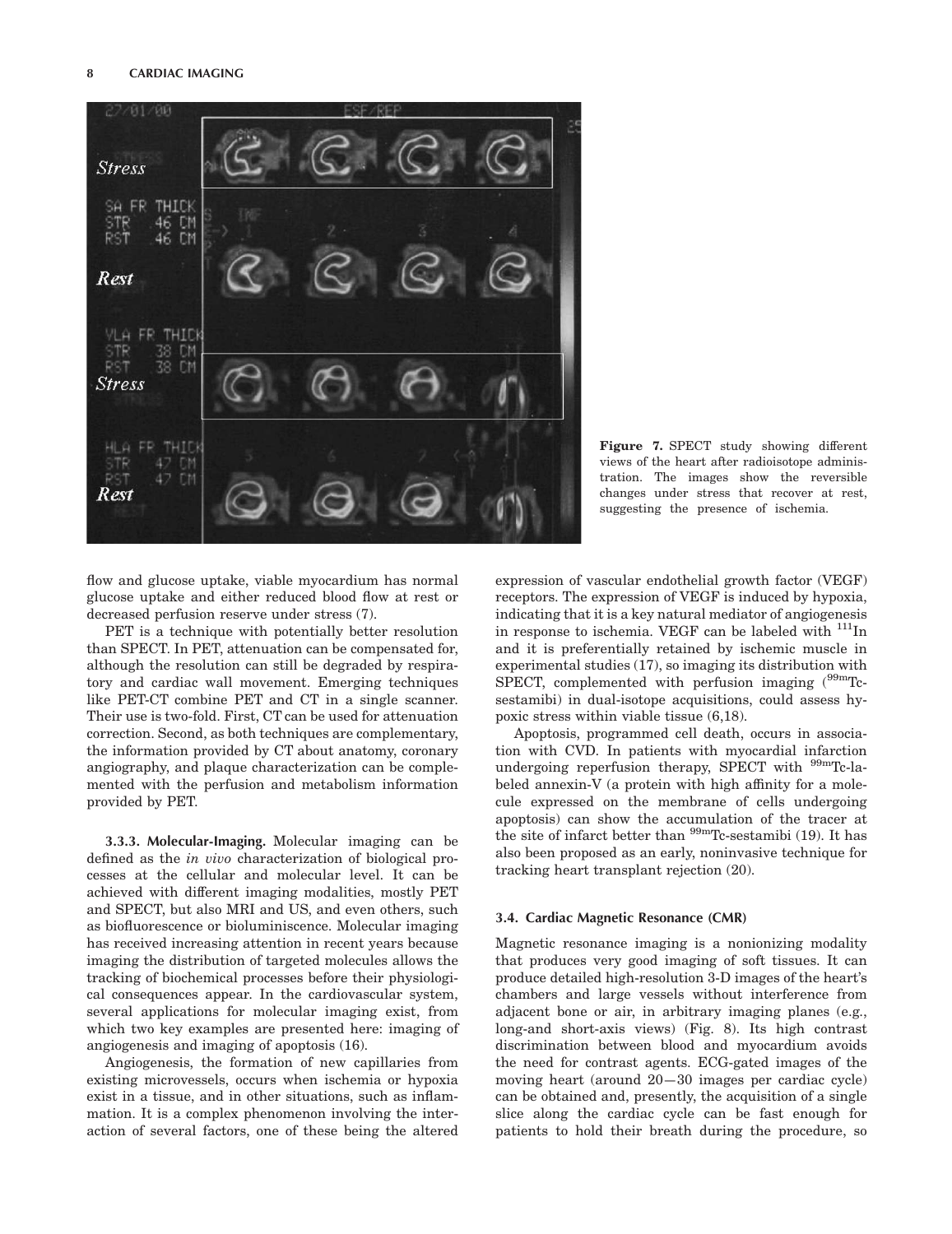Figure 7. SPECT study showing different views of the heart after radioisotope administration. The images show the reversible changes under stress that recover at rest, suggesting the presence of ischemia.

flow and glucose uptake, viable myocardium has normal glucose uptake and either reduced blood flow at rest or decreased perfusion reserve under stress (7).

PET is a technique with potentially better resolution than SPECT. In PET, attenuation can be compensated for, although the resolution can still be degraded by respiratory and cardiac wall movement. Emerging techniques like PET-CT combine PET and CT in a single scanner. Their use is two-fold. First, CT can be used for attenuation correction. Second, as both techniques are complementary, the information provided by CT about anatomy, coronary angiography, and plaque characterization can be complemented with the perfusion and metabolism information provided by PET.

#### 3.3.3. Molecular-Imaging.

Molecular imaging can be defined as the *in vivo* characterization of biological processes at the cellular and molecular level. It can be achieved with different imaging modalities, mostly PET and SPECT, but also MRI and US, and even others, such as biofluorescence or bioluminiscence. Molecular imaging has received increasing attention in recent years because imaging the distribution of targeted molecules allows the tracking of biochemical processes before their physiological consequences appear. In the cardiovascular system, several applications for molecular imaging exist, from which two key examples are presented here: imaging of angiogenesis and imaging of apoptosis (16).

Angiogenesis, the formation of new capillaries from existing microvessels, occurs when ischemia or hypoxia exist in a tissue, and in other situations, such as inflammation. It is a complex phenomenon involving the interaction of several factors, one of these being the altered expression of vascular endothelial growth factor (VEGF) receptors. The expression of VEGF is induced by hypoxia, indicating that it is a key natural mediator of angiogenesis in response to ischemia. VEGF can be labeled with $^{111}$In and it is preferentially retained by ischemic muscle in experimental studies (17), so imaging its distribution with SPECT, complemented with perfusion imaging ($^{99m}$Tc-sestamibi) in dual-isotope acquisitions, could assess hypoxic stress within viable tissue (6,18).

Apoptosis, programmed cell death, occurs in association with CVD. In patients with myocardial infarction undergoing reperfusion therapy, SPECT with $^{99m}$Tc-labeled annexin-V (a protein with high affinity for a molecule expressed on the membrane of cells undergoing apoptosis) can show the accumulation of the tracer at the site of infarct better than $^{99m}$Tc-sestamibi (19). It has also been proposed as an early, noninvasive technique for tracking heart transplant rejection (20).

### 3.4. Cardiac Magnetic Resonance (CMR)

Magnetic resonance imaging is a nonionizing modality that produces very good imaging of soft tissues. It can produce detailed high-resolution 3-D images of the heart's chambers and large vessels without interference from adjacent bone or air, in arbitrary imaging planes (e.g., long-and short-axis views) (Fig. 8). Its high contrast discrimination between blood and myocardium avoids the need for contrast agents. ECG-gated images of the moving heart (around 20—30 images per cardiac cycle) can be obtained and, presently, the acquisition of a single slice along the cardiac cycle can be fast enough for patients to hold their breath during the procedure, so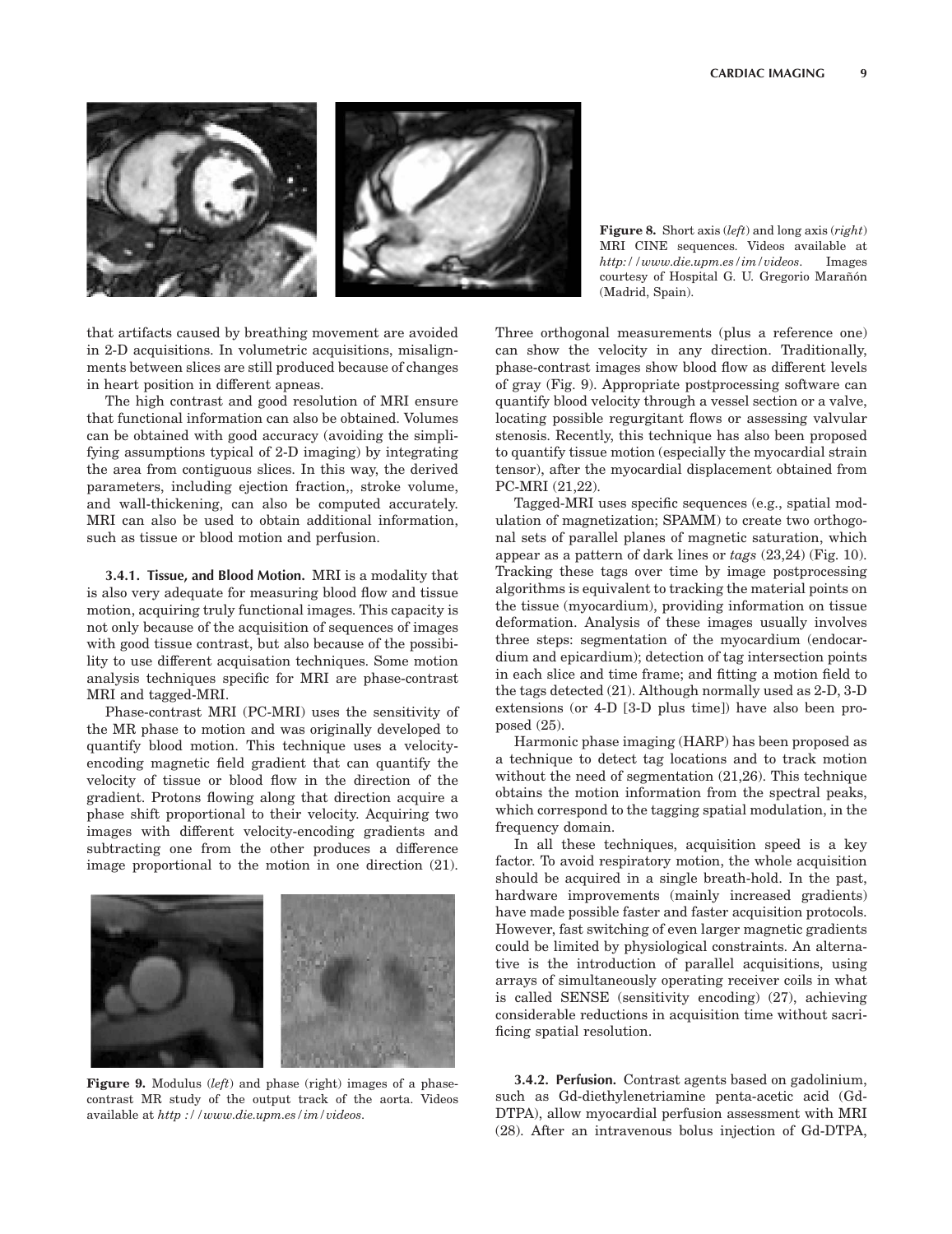Figure 8. Short axis (*left*) and long axis (*right*) MRI CINE sequences. Videos available at *http://www.die.upm.es/im/videos*. Images courtesy of Hospital G. U. Gregorio Marañón (Madrid, Spain).

that artifacts caused by breathing movement are avoided in 2-D acquisitions. In volumetric acquisitions, misalignments between slices are still produced because of changes in heart position in different apneas.

The high contrast and good resolution of MRI ensure that functional information can also be obtained. Volumes can be obtained with good accuracy (avoiding the simplifying assumptions typical of 2-D imaging) by integrating the area from contiguous slices. In this way, the derived parameters, including ejection fraction,, stroke volume, and wall-thickening, can also be computed accurately. MRI can also be used to obtain additional information, such as tissue or blood motion and perfusion.

**3.4.1. Tissue, and Blood Motion.** MRI is a modality that is also very adequate for measuring blood flow and tissue motion, acquiring truly functional images. This capacity is not only because of the acquisition of sequences of images with good tissue contrast, but also because of the possibility to use different acquisation techniques. Some motion analysis techniques specific for MRI are phase-contrast MRI and tagged-MRI.

Phase-contrast MRI (PC-MRI) uses the sensitivity of the MR phase to motion and was originally developed to quantify blood motion. This technique uses a velocity-encoding magnetic field gradient that can quantify the velocity of tissue or blood flow in the direction of the gradient. Protons flowing along that direction acquire a phase shift proportional to their velocity. Acquiring two images with different velocity-encoding gradients and subtracting one from the other produces a difference image proportional to the motion in one direction (21).

Figure 9. Modulus (*left*) and phase (right) images of a phase-contrast MR study of the output track of the aorta. Videos available at *http://www.die.upm.es/im/videos*.

Three orthogonal measurements (plus a reference one) can show the velocity in any direction. Traditionally, phase-contrast images show blood flow as different levels of gray (Fig. 9). Appropriate postprocessing software can quantify blood velocity through a vessel section or a valve, locating possible regurgitant flows or assessing valvular stenosis. Recently, this technique has also been proposed to quantify tissue motion (especially the myocardial strain tensor), after the myocardial displacement obtained from PC-MRI (21,22).

Tagged-MRI uses specific sequences (e.g., spatial modulation of magnetization; SPAMM) to create two orthogonal sets of parallel planes of magnetic saturation, which appear as a pattern of dark lines or *tags* (23,24) (Fig. 10). Tracking these tags over time by image postprocessing algorithms is equivalent to tracking the material points on the tissue (myocardium), providing information on tissue deformation. Analysis of these images usually involves three steps: segmentation of the myocardium (endocardium and epicardium); detection of tag intersection points in each slice and time frame; and fitting a motion field to the tags detected (21). Although normally used as 2-D, 3-D extensions (or 4-D [3-D plus time]) have also been proposed (25).

Harmonic phase imaging (HARP) has been proposed as a technique to detect tag locations and to track motion without the need of segmentation (21,26). This technique obtains the motion information from the spectral peaks, which correspond to the tagging spatial modulation, in the frequency domain.

In all these techniques, acquisition speed is a key factor. To avoid respiratory motion, the whole acquisition should be acquired in a single breath-hold. In the past, hardware improvements (mainly increased gradients) have made possible faster and faster acquisition protocols. However, fast switching of even larger magnetic gradients could be limited by physiological constraints. An alternative is the introduction of parallel acquisitions, using arrays of simultaneously operating receiver coils in what is called SENSE (sensitivity encoding) (27), achieving considerable reductions in acquisition time without sacrificing spatial resolution.

**3.4.2. Perfusion.** Contrast agents based on gadolinium, such as Gd-diethylenetriamine penta-acetic acid (Gd-DTPA), allow myocardial perfusion assessment with MRI (28). After an intravenous bolus injection of Gd-DTPA,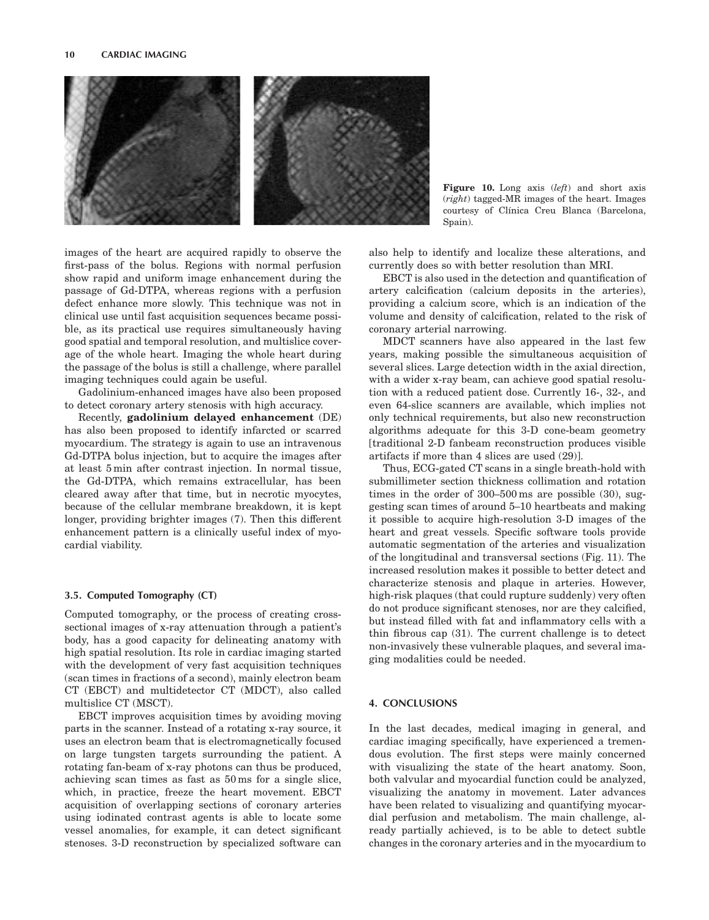Figure 10. Long axis (*left*) and short axis (*right*) tagged-MR images of the heart. Images courtesy of Clínica Creu Blanca (Barcelona, Spain).

images of the heart are acquired rapidly to observe the first-pass of the bolus. Regions with normal perfusion show rapid and uniform image enhancement during the passage of Gd-DTPA, whereas regions with a perfusion defect enhance more slowly. This technique was not in clinical use until fast acquisition sequences became possible, as its practical use requires simultaneously having good spatial and temporal resolution, and multislice coverage of the whole heart. Imaging the whole heart during the passage of the bolus is still a challenge, where parallel imaging techniques could again be useful.

Gadolinium-enhanced images have also been proposed to detect coronary artery stenosis with high accuracy.

Recently, **gadolinium delayed enhancement** (DE) has also been proposed to identify infarcted or scarred myocardium. The strategy is again to use an intravenous Gd-DTPA bolus injection, but to acquire the images after at least 5 min after contrast injection. In normal tissue, the Gd-DTPA, which remains extracellular, has been cleared away after that time, but in necrotic myocytes, because of the cellular membrane breakdown, it is kept longer, providing brighter images (7). Then this different enhancement pattern is a clinically useful index of myocardial viability.

### 3.5. Computed Tomography (CT)

Computed tomography, or the process of creating cross-sectional images of x-ray attenuation through a patient's body, has a good capacity for delineating anatomy with high spatial resolution. Its role in cardiac imaging started with the development of very fast acquisition techniques (scan times in fractions of a second), mainly electron beam CT (EBCT) and multidetector CT (MDCT), also called multislice CT (MSCT).

EBCT improves acquisition times by avoiding moving parts in the scanner. Instead of a rotating x-ray source, it uses an electron beam that is electromagnetically focused on large tungsten targets surrounding the patient. A rotating fan-beam of x-ray photons can thus be produced, achieving scan times as fast as 50 ms for a single slice, which, in practice, freeze the heart movement. EBCT acquisition of overlapping sections of coronary arteries using iodinated contrast agents is able to locate some vessel anomalies, for example, it can detect significant stenoses. 3-D reconstruction by specialized software can also help to identify and localize these alterations, and currently does so with better resolution than MRI.

EBCT is also used in the detection and quantification of artery calcification (calcium deposits in the arteries), providing a calcium score, which is an indication of the volume and density of calcification, related to the risk of coronary arterial narrowing.

MDCT scanners have also appeared in the last few years, making possible the simultaneous acquisition of several slices. Large detection width in the axial direction, with a wider x-ray beam, can achieve good spatial resolution with a reduced patient dose. Currently 16-, 32-, and even 64-slice scanners are available, which implies not only technical requirements, but also new reconstruction algorithms adequate for this 3-D cone-beam geometry [traditional 2-D fanbeam reconstruction produces visible artifacts if more than 4 slices are used (29)].

Thus, ECG-gated CT scans in a single breath-hold with submillimeter section thickness collimation and rotation times in the order of 300–500 ms are possible (30), suggesting scan times of around 5–10 heartbeats and making it possible to acquire high-resolution 3-D images of the heart and great vessels. Specific software tools provide automatic segmentation of the arteries and visualization of the longitudinal and transversal sections (Fig. 11). The increased resolution makes it possible to better detect and characterize stenosis and plaque in arteries. However, high-risk plaques (that could rupture suddenly) very often do not produce significant stenoses, nor are they calcified, but instead filled with fat and inflammatory cells with a thin fibrous cap (31). The current challenge is to detect non-invasively these vulnerable plaques, and several imaging modalities could be needed.

## 4. CONCLUSIONS

In the last decades, medical imaging in general, and cardiac imaging specifically, have experienced a tremendous evolution. The first steps were mainly concerned with visualizing the state of the heart anatomy. Soon, both valvular and myocardial function could be analyzed, visualizing the anatomy in movement. Later advances have been related to visualizing and quantifying myocardial perfusion and metabolism. The main challenge, already partially achieved, is to be able to detect subtle changes in the coronary arteries and in the myocardium to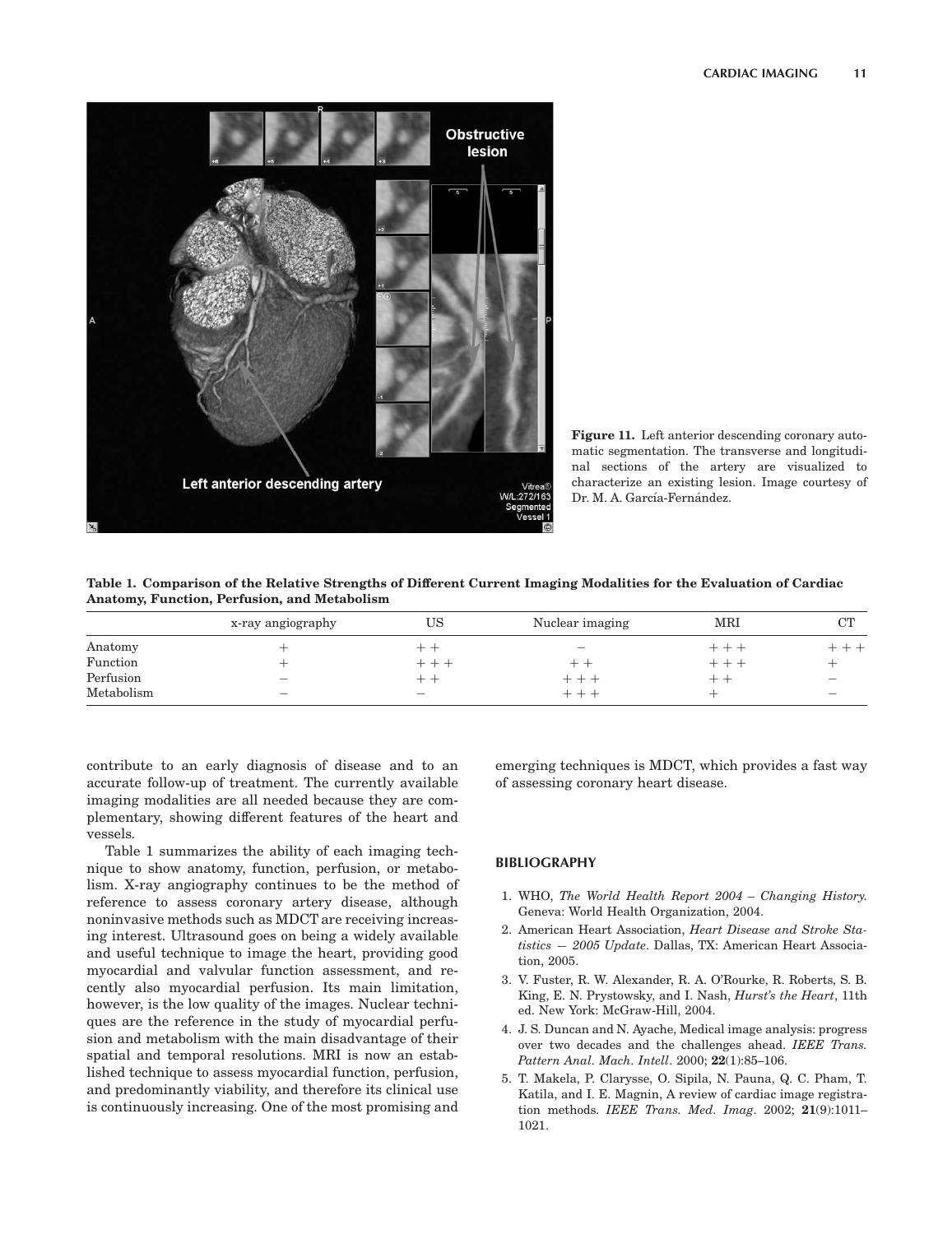Figure 11. Left anterior descending coronary automatic segmentation. The transverse and longitudinal sections of the artery are visualized to characterize an existing lesion. Image courtesy of Dr. M. A. García-Fernández.

**Table 1. Comparison of the Relative Strengths of Different Current Imaging Modalities for the Evaluation of Cardiac Anatomy, Function, Perfusion, and Metabolism**

| | x-ray angiography | US | Nuclear imaging | MRI | CT |
|---|---|---|---|---|---|
| Anatomy | + | + + | − | + + + | + + + |
| Function | + | + + + | + + | + + + | + |
| Perfusion | − | + + | + + + | + + | − |
| Metabolism | − | − | + + + | + | − |

contribute to an early diagnosis of disease and to an accurate follow-up of treatment. The currently available imaging modalities are all needed because they are complementary, showing different features of the heart and vessels.

Table 1 summarizes the ability of each imaging technique to show anatomy, function, perfusion, or metabolism. X-ray angiography continues to be the method of reference to assess coronary artery disease, although noninvasive methods such as MDCT are receiving increasing interest. Ultrasound goes on being a widely available and useful technique to image the heart, providing good myocardial and valvular function assessment, and recently also myocardial perfusion. Its main limitation, however, is the low quality of the images. Nuclear techniques are the reference in the study of myocardial perfusion and metabolism with the main disadvantage of their spatial and temporal resolutions. MRI is now an established technique to assess myocardial function, perfusion, and predominantly viability, and therefore its clinical use is continuously increasing. One of the most promising and emerging techniques is MDCT, which provides a fast way of assessing coronary heart disease.

## BIBLIOGRAPHY

1. WHO, *The World Health Report 2004 – Changing History.* Geneva: World Health Organization, 2004.
2. American Heart Association, *Heart Disease and Stroke Statistics — 2005 Update*. Dallas, TX: American Heart Association, 2005.
3. V. Fuster, R. W. Alexander, R. A. O'Rourke, R. Roberts, S. B. King, E. N. Prystowsky, and I. Nash, *Hurst's the Heart*, 11th ed. New York: McGraw-Hill, 2004.
4. J. S. Duncan and N. Ayache, Medical image analysis: progress over two decades and the challenges ahead. *IEEE Trans. Pattern Anal. Mach. Intell*. 2000; **22**(1):85–106.
5. T. Makela, P. Clarysse, O. Sipila, N. Pauna, Q. C. Pham, T. Katila, and I. E. Magnin, A review of cardiac image registration methods. *IEEE Trans. Med. Imag*. 2002; **21**(9):1011–1021.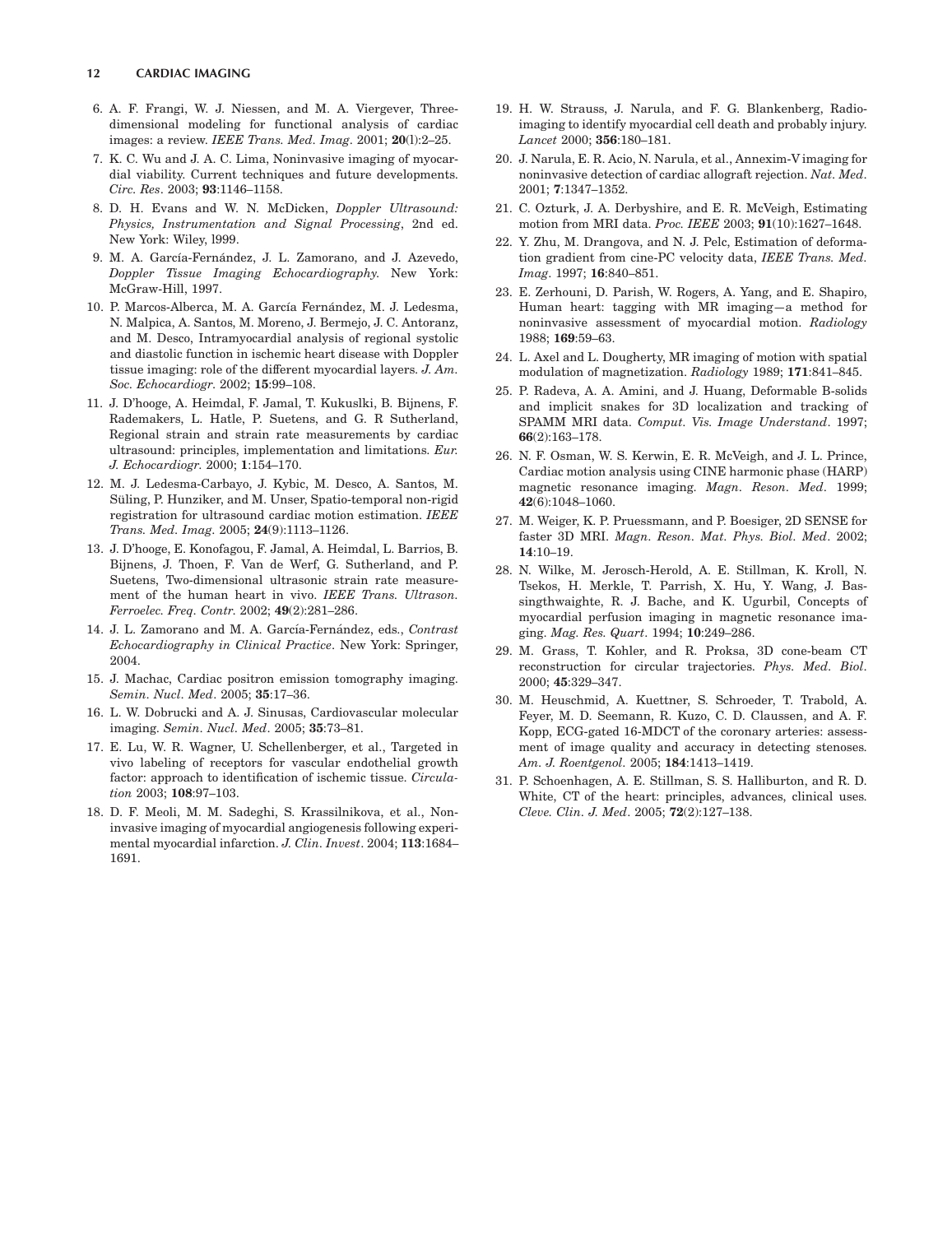6. A. F. Frangi, W. J. Niessen, and M. A. Viergever, Three-dimensional modeling for functional analysis of cardiac images: a review. *IEEE Trans. Med. Imag*. 2001; **20**(l):2–25.
7. K. C. Wu and J. A. C. Lima, Noninvasive imaging of myocardial viability. Current techniques and future developments. *Circ. Res*. 2003; **93**:1146–1158.
8. D. H. Evans and W. N. McDicken, *Doppler Ultrasound: Physics, Instrumentation and Signal Processing*, 2nd ed. New York: Wiley, l999.
9. M. A. García-Fernández, J. L. Zamorano, and J. Azevedo, *Doppler Tissue Imaging Echocardiography*. New York: McGraw-Hill, 1997.
10. P. Marcos-Alberca, M. A. García Fernández, M. J. Ledesma, N. Malpica, A. Santos, M. Moreno, J. Bermejo, J. C. Antoranz, and M. Desco, Intramyocardial analysis of regional systolic and diastolic function in ischemic heart disease with Doppler tissue imaging: role of the different myocardial layers. *J. Am. Soc. Echocardiogr*. 2002; **15**:99–108.
11. J. D'hooge, A. Heimdal, F. Jamal, T. Kukuslki, B. Bijnens, F. Rademakers, L. Hatle, P. Suetens, and G. R Sutherland, Regional strain and strain rate measurements by cardiac ultrasound: principles, implementation and limitations. *Eur. J. Echocardiogr*. 2000; **1**:154–170.
12. M. J. Ledesma-Carbayo, J. Kybic, M. Desco, A. Santos, M. Süling, P. Hunziker, and M. Unser, Spatio-temporal non-rigid registration for ultrasound cardiac motion estimation. *IEEE Trans. Med. Imag*. 2005; **24**(9):1113–1126.
13. J. D'hooge, E. Konofagou, F. Jamal, A. Heimdal, L. Barrios, B. Bijnens, J. Thoen, F. Van de Werf, G. Sutherland, and P. Suetens, Two-dimensional ultrasonic strain rate measurement of the human heart in vivo. *IEEE Trans. Ultrason. Ferroelec. Freq. Contr*. 2002; **49**(2):281–286.
14. J. L. Zamorano and M. A. García-Fernández, eds., *Contrast Echocardiography in Clinical Practice*. New York: Springer, 2004.
15. J. Machac, Cardiac positron emission tomography imaging. *Semin. Nucl. Med*. 2005; **35**:17–36.
16. L. W. Dobrucki and A. J. Sinusas, Cardiovascular molecular imaging. *Semin. Nucl. Med*. 2005; **35**:73–81.
17. E. Lu, W. R. Wagner, U. Schellenberger, et al., Targeted in vivo labeling of receptors for vascular endothelial growth factor: approach to identification of ischemic tissue. *Circulation* 2003; **108**:97–103.
18. D. F. Meoli, M. M. Sadeghi, S. Krassilnikova, et al., Noninvasive imaging of myocardial angiogenesis following experimental myocardial infarction. *J. Clin. Invest*. 2004; **113**:1684–1691.
19. H. W. Strauss, J. Narula, and F. G. Blankenberg, Radioimaging to identify myocardial cell death and probably injury. *Lancet* 2000; **356**:180–181.
20. J. Narula, E. R. Acio, N. Narula, et al., Annexim-V imaging for noninvasive detection of cardiac allograft rejection. *Nat. Med*. 2001; **7**:1347–1352.
21. C. Ozturk, J. A. Derbyshire, and E. R. McVeigh, Estimating motion from MRI data. *Proc. IEEE* 2003; **91**(10):1627–1648.
22. Y. Zhu, M. Drangova, and N. J. Pelc, Estimation of deformation gradient from cine-PC velocity data, *IEEE Trans. Med. Imag*. 1997; **16**:840–851.
23. E. Zerhouni, D. Parish, W. Rogers, A. Yang, and E. Shapiro, Human heart: tagging with MR imaging—a method for noninvasive assessment of myocardial motion. *Radiology* 1988; **169**:59–63.
24. L. Axel and L. Dougherty, MR imaging of motion with spatial modulation of magnetization. *Radiology* 1989; **171**:841–845.
25. P. Radeva, A. A. Amini, and J. Huang, Deformable B-solids and implicit snakes for 3D localization and tracking of SPAMM MRI data. *Comput. Vis. Image Understand*. 1997; **66**(2):163–178.
26. N. F. Osman, W. S. Kerwin, E. R. McVeigh, and J. L. Prince, Cardiac motion analysis using CINE harmonic phase (HARP) magnetic resonance imaging. *Magn. Reson. Med*. 1999; **42**(6):1048–1060.
27. M. Weiger, K. P. Pruessmann, and P. Boesiger, 2D SENSE for faster 3D MRI. *Magn. Reson. Mat. Phys. Biol. Med*. 2002; **14**:10–19.
28. N. Wilke, M. Jerosch-Herold, A. E. Stillman, K. Kroll, N. Tsekos, H. Merkle, T. Parrish, X. Hu, Y. Wang, J. Bassingthwaighte, R. J. Bache, and K. Ugurbil, Concepts of myocardial perfusion imaging in magnetic resonance imaging. *Mag. Res. Quart*. 1994; **10**:249–286.
29. M. Grass, T. Kohler, and R. Proksa, 3D cone-beam CT reconstruction for circular trajectories. *Phys. Med. Biol*. 2000; **45**:329–347.
30. M. Heuschmid, A. Kuettner, S. Schroeder, T. Trabold, A. Feyer, M. D. Seemann, R. Kuzo, C. D. Claussen, and A. F. Kopp, ECG-gated 16-MDCT of the coronary arteries: assessment of image quality and accuracy in detecting stenoses. *Am. J. Roentgenol*. 2005; **184**:1413–1419.
31. P. Schoenhagen, A. E. Stillman, S. S. Halliburton, and R. D. White, CT of the heart: principles, advances, clinical uses. *Cleve. Clin. J. Med*. 2005; **72**(2):127–138.